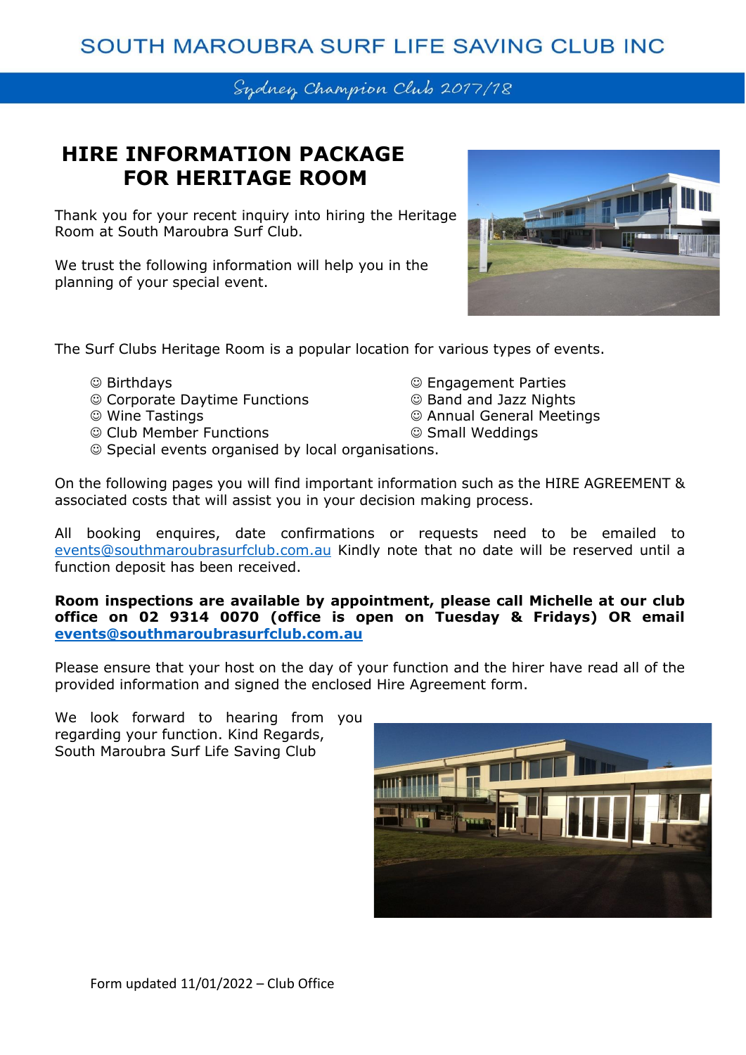# SOUTH MAROUBRA SURF LIFE SAVING CLUB INC

*Sydney Champion Club 2017/18*

## HIRE INFORMATION PACKAGE FOR HERITAGE ROOM

Thank you for your recent inquiry into hiring the Heritage Room at South Maroubra Surf Club.

We trust the following information will help you in the planning of your special event.

The Surf Clubs Heritage Room is a popular location for various types of events.

- ☺ Birthdays
- ☺ Corporate Daytime Functions
- ☺ Wine Tastings
- ☺ Club Member Functions
- ☺ Engagement Parties
- ☺ Band and Jazz Nights
- ☺ Annual General Meetings
- ☺ Small Weddings
- ☺ Special events organised by local organisations.

On the following pages you will find important information such as the HIRE AGREEMENT & associated costs that will assist you in your decision making process.

All booking enquires, date confirmations or requests need to be emailed to events@southmaroubrasurfclub.com.au Kindly note that no date will be reserved until a function deposit has been received.

**Room inspections are available by appointment, please call Michelle at our club office on 02 9314 0070 (office is open on Tuesday & Fridays) OR email events@southmaroubrasurfclub.com.au**

Please ensure that your host on the day of your function and the hirer have read all of the provided information and signed the enclosed Hire Agreement form.

We look forward to hearing from you regarding your function. Kind Regards,
South Maroubra Surf Life Saving Club

Form updated 11/01/2022 – Club Office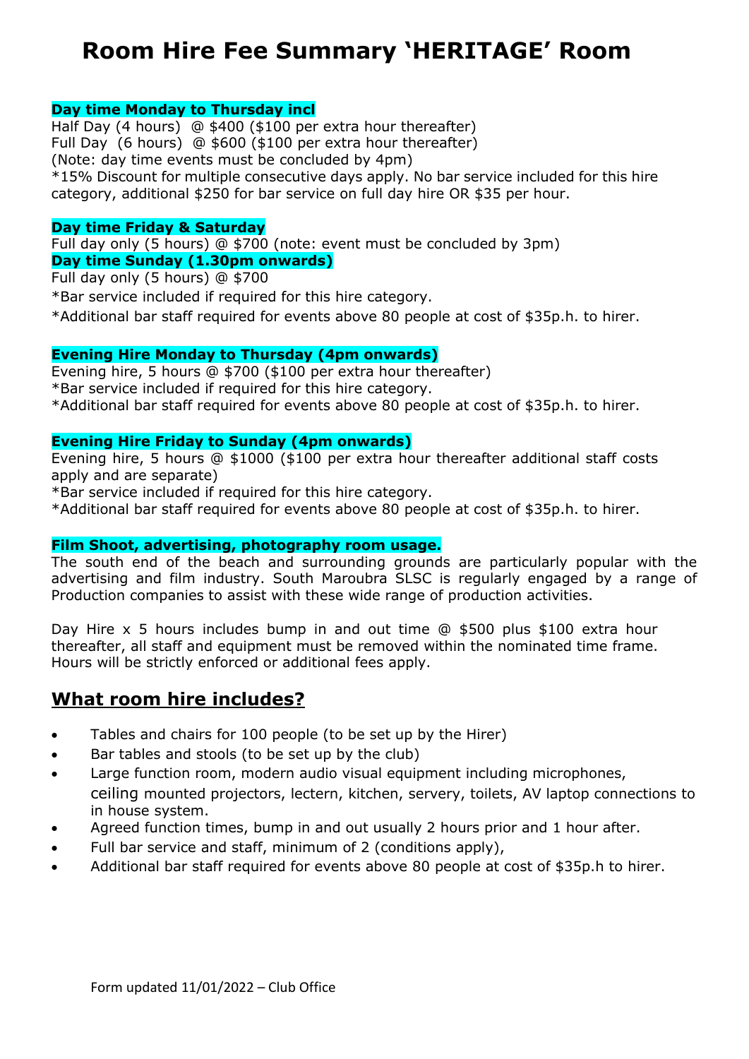# Room Hire Fee Summary 'HERITAGE' Room

**Day time Monday to Thursday incl**

Half Day (4 hours) @ $400 ($100 per extra hour thereafter)
Full Day (6 hours) @ $600 ($100 per extra hour thereafter)
(Note: day time events must be concluded by 4pm)
*15% Discount for multiple consecutive days apply. No bar service included for this hire category, additional $250 for bar service on full day hire OR $35 per hour.

**Day time Friday & Saturday**

Full day only (5 hours) @ $700 (note: event must be concluded by 3pm)

**Day time Sunday (1.30pm onwards)**

Full day only (5 hours) @ $700
*Bar service included if required for this hire category.
*Additional bar staff required for events above 80 people at cost of $35p.h. to hirer.

**Evening Hire Monday to Thursday (4pm onwards)**

Evening hire, 5 hours @ $700 ($100 per extra hour thereafter)
*Bar service included if required for this hire category.
*Additional bar staff required for events above 80 people at cost of $35p.h. to hirer.

**Evening Hire Friday to Sunday (4pm onwards)**

Evening hire, 5 hours @ $1000 ($100 per extra hour thereafter additional staff costs apply and are separate)
*Bar service included if required for this hire category.
*Additional bar staff required for events above 80 people at cost of $35p.h. to hirer.

**Film Shoot, advertising, photography room usage.**

The south end of the beach and surrounding grounds are particularly popular with the advertising and film industry. South Maroubra SLSC is regularly engaged by a range of Production companies to assist with these wide range of production activities.

Day Hire x 5 hours includes bump in and out time @ $500 plus $100 extra hour thereafter, all staff and equipment must be removed within the nominated time frame. Hours will be strictly enforced or additional fees apply.

## What room hire includes?

- Tables and chairs for 100 people (to be set up by the Hirer)
- Bar tables and stools (to be set up by the club)
- Large function room, modern audio visual equipment including microphones, ceiling mounted projectors, lectern, kitchen, servery, toilets, AV laptop connections to in house system.
- Agreed function times, bump in and out usually 2 hours prior and 1 hour after.
- Full bar service and staff, minimum of 2 (conditions apply),
- Additional bar staff required for events above 80 people at cost of $35p.h to hirer.

Form updated 11/01/2022 – Club Office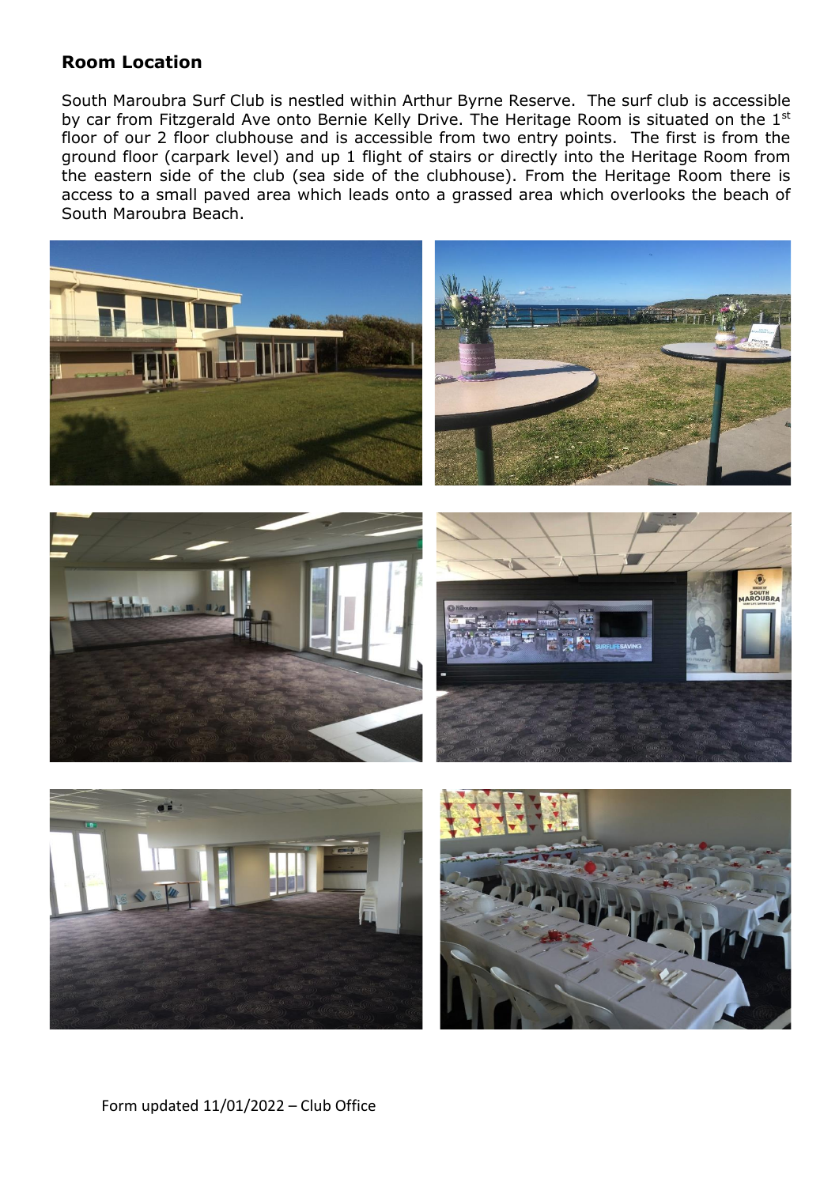## Room Location

South Maroubra Surf Club is nestled within Arthur Byrne Reserve. The surf club is accessible by car from Fitzgerald Ave onto Bernie Kelly Drive. The Heritage Room is situated on the 1st floor of our 2 floor clubhouse and is accessible from two entry points. The first is from the ground floor (carpark level) and up 1 flight of stairs or directly into the Heritage Room from the eastern side of the club (sea side of the clubhouse). From the Heritage Room there is access to a small paved area which leads onto a grassed area which overlooks the beach of South Maroubra Beach.

Form updated 11/01/2022 – Club Office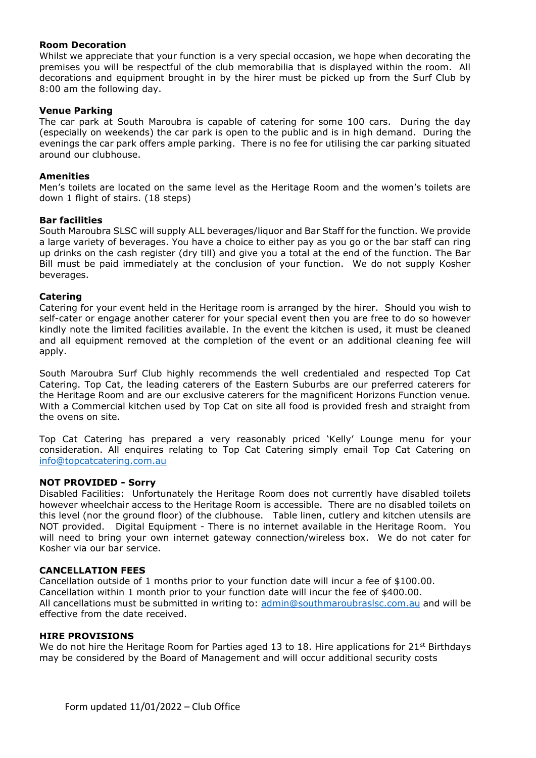**Room Decoration**

Whilst we appreciate that your function is a very special occasion, we hope when decorating the premises you will be respectful of the club memorabilia that is displayed within the room. All decorations and equipment brought in by the hirer must be picked up from the Surf Club by 8:00 am the following day.

**Venue Parking**

The car park at South Maroubra is capable of catering for some 100 cars. During the day (especially on weekends) the car park is open to the public and is in high demand. During the evenings the car park offers ample parking. There is no fee for utilising the car parking situated around our clubhouse.

**Amenities**

Men's toilets are located on the same level as the Heritage Room and the women's toilets are down 1 flight of stairs. (18 steps)

**Bar facilities**

South Maroubra SLSC will supply ALL beverages/liquor and Bar Staff for the function. We provide a large variety of beverages. You have a choice to either pay as you go or the bar staff can ring up drinks on the cash register (dry till) and give you a total at the end of the function. The Bar Bill must be paid immediately at the conclusion of your function. We do not supply Kosher beverages.

**Catering**

Catering for your event held in the Heritage room is arranged by the hirer. Should you wish to self-cater or engage another caterer for your special event then you are free to do so however kindly note the limited facilities available. In the event the kitchen is used, it must be cleaned and all equipment removed at the completion of the event or an additional cleaning fee will apply.

South Maroubra Surf Club highly recommends the well credentialed and respected Top Cat Catering. Top Cat, the leading caterers of the Eastern Suburbs are our preferred caterers for the Heritage Room and are our exclusive caterers for the magnificent Horizons Function venue. With a Commercial kitchen used by Top Cat on site all food is provided fresh and straight from the ovens on site.

Top Cat Catering has prepared a very reasonably priced 'Kelly' Lounge menu for your consideration. All enquires relating to Top Cat Catering simply email Top Cat Catering on info@topcatcatering.com.au

**NOT PROVIDED - Sorry**

Disabled Facilities: Unfortunately the Heritage Room does not currently have disabled toilets however wheelchair access to the Heritage Room is accessible. There are no disabled toilets on this level (nor the ground floor) of the clubhouse. Table linen, cutlery and kitchen utensils are NOT provided. Digital Equipment - There is no internet available in the Heritage Room. You will need to bring your own internet gateway connection/wireless box. We do not cater for Kosher via our bar service.

**CANCELLATION FEES**

Cancellation outside of 1 months prior to your function date will incur a fee of $100.00.
Cancellation within 1 month prior to your function date will incur the fee of $400.00.
All cancellations must be submitted in writing to: admin@southmaroubraslsc.com.au and will be effective from the date received.

**HIRE PROVISIONS**

We do not hire the Heritage Room for Parties aged 13 to 18. Hire applications for 21st Birthdays may be considered by the Board of Management and will occur additional security costs

Form updated 11/01/2022 – Club Office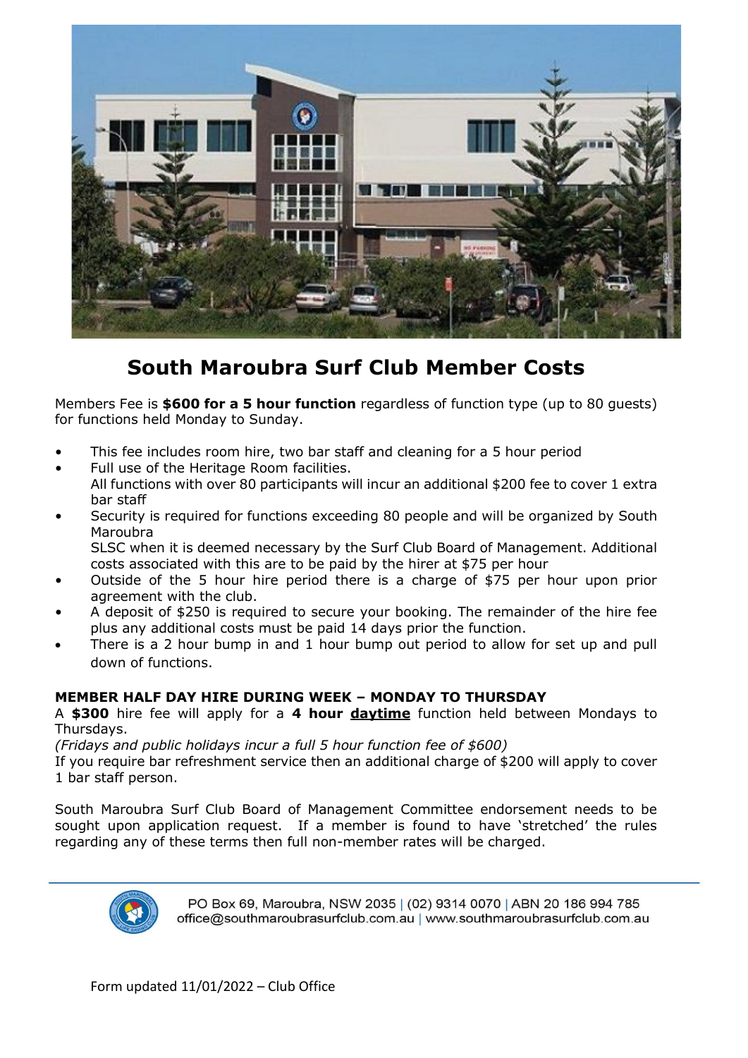# South Maroubra Surf Club Member Costs

Members Fee is **$600 for a 5 hour function** regardless of function type (up to 80 guests) for functions held Monday to Sunday.

- This fee includes room hire, two bar staff and cleaning for a 5 hour period
- Full use of the Heritage Room facilities.
  All functions with over 80 participants will incur an additional $200 fee to cover 1 extra bar staff
- Security is required for functions exceeding 80 people and will be organized by South Maroubra
  SLSC when it is deemed necessary by the Surf Club Board of Management. Additional costs associated with this are to be paid by the hirer at $75 per hour
- Outside of the 5 hour hire period there is a charge of $75 per hour upon prior agreement with the club.
- A deposit of $250 is required to secure your booking. The remainder of the hire fee plus any additional costs must be paid 14 days prior the function.
- There is a 2 hour bump in and 1 hour bump out period to allow for set up and pull down of functions.

**MEMBER HALF DAY HIRE DURING WEEK – MONDAY TO THURSDAY**

A **$300** hire fee will apply for a **4 hour** **<u>daytime</u>** function held between Mondays to Thursdays.

*(Fridays and public holidays incur a full 5 hour function fee of $600)*

If you require bar refreshment service then an additional charge of $200 will apply to cover 1 bar staff person.

South Maroubra Surf Club Board of Management Committee endorsement needs to be sought upon application request. If a member is found to have 'stretched' the rules regarding any of these terms then full non-member rates will be charged.

PO Box 69, Maroubra, NSW 2035 | (02) 9314 0070 | ABN 20 186 994 785
office@southmaroubrasurfclub.com.au | www.southmaroubrasurfclub.com.au

Form updated 11/01/2022 – Club Office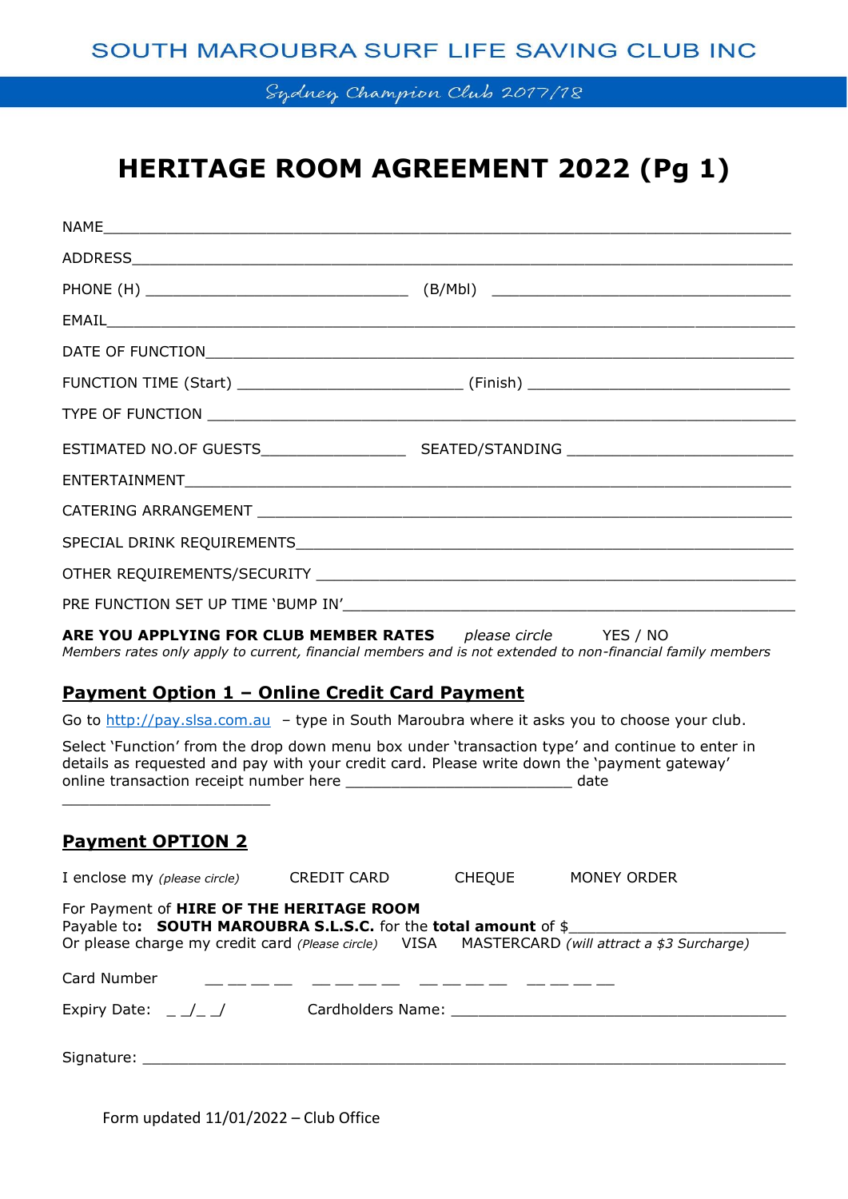SOUTH MAROUBRA SURF LIFE SAVING CLUB INC

*Sydney Champion Club 2017/18*

# HERITAGE ROOM AGREEMENT 2022 (Pg 1)

NAME_______________________________________________________________________

ADDRESS____________________________________________________________________

PHONE (H) ______________________________ (B/Mbl) __________________________________

EMAIL______________________________________________________________________

DATE OF FUNCTION___________________________________________________________

FUNCTION TIME (Start) __________________________ (Finish) ______________________________

TYPE OF FUNCTION __________________________________________________________

ESTIMATED NO.OF GUESTS________________ SEATED/STANDING _________________________

ENTERTAINMENT______________________________________________________________

CATERING ARRANGEMENT _______________________________________________________

SPECIAL DRINK REQUIREMENTS___________________________________________________

OTHER REQUIREMENTS/SECURITY _________________________________________________

PRE FUNCTION SET UP TIME 'BUMP IN'____________________________________________

**ARE YOU APPLYING FOR CLUB MEMBER RATES** *please circle* YES / NO

*Members rates only apply to current, financial members and is not extended to non-financial family members*

## Payment Option 1 – Online Credit Card Payment

Go to http://pay.slsa.com.au – type in South Maroubra where it asks you to choose your club.

Select 'Function' from the drop down menu box under 'transaction type' and continue to enter in details as requested and pay with your credit card. Please write down the 'payment gateway' online transaction receipt number here __________________________ date ________________________

## Payment OPTION 2

I enclose my *(please circle)* CREDIT CARD CHEQUE MONEY ORDER

For Payment of **HIRE OF THE HERITAGE ROOM**
Payable to**: SOUTH MAROUBRA S.L.S.C.** for the **total amount** of $________________________
Or please charge my credit card *(Please circle)* VISA MASTERCARD *(will attract a $3 Surcharge)*

Card Number __ __ __ __ __ __ __ __ __ __ __ __ __ __ __ __

Expiry Date: _ _/_ _/ Cardholders Name: ______________________________________

Signature: ________________________________________________________________

Form updated 11/01/2022 – Club Office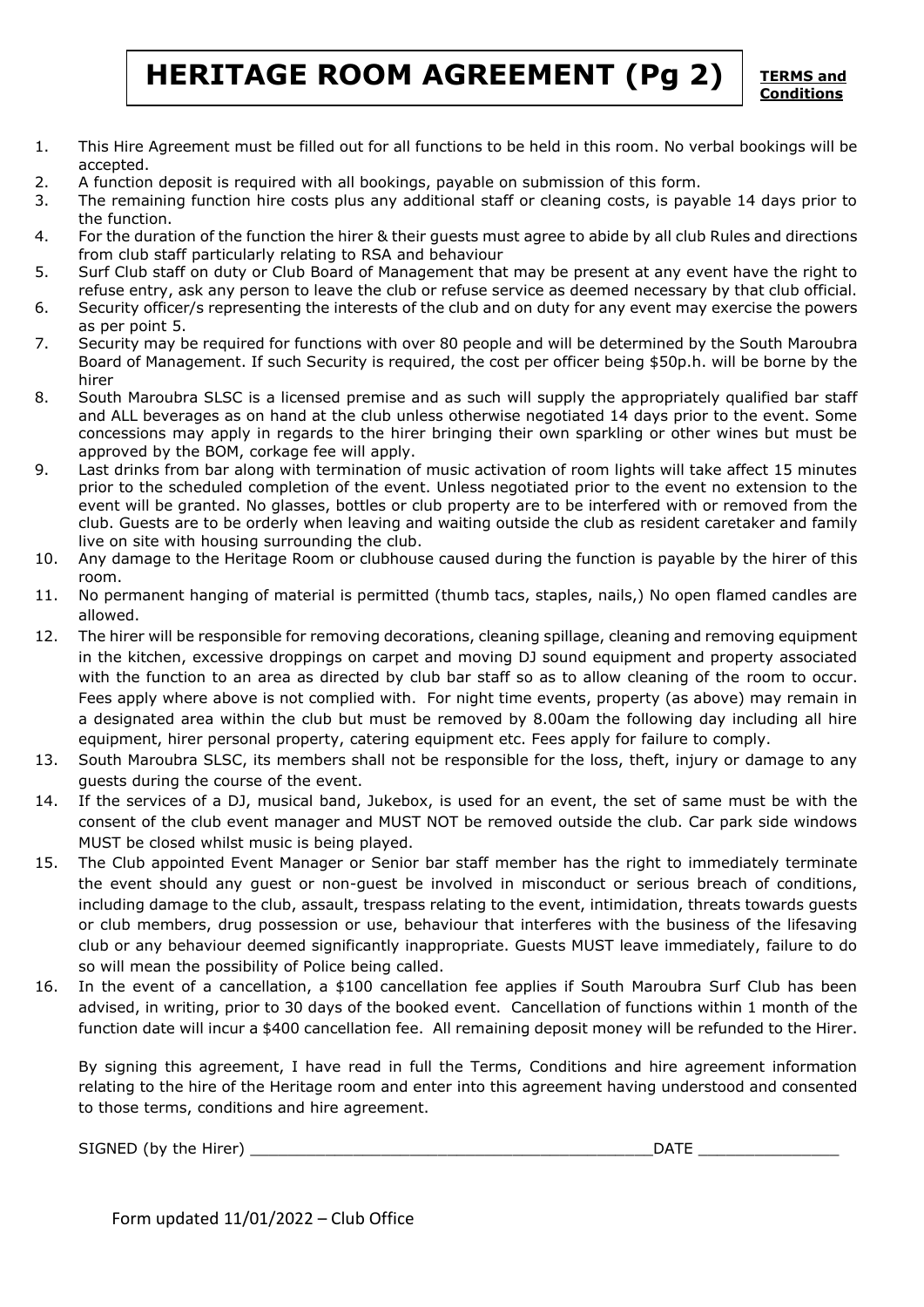# HERITAGE ROOM AGREEMENT (Pg 2)

**TERMS and Conditions**

1. This Hire Agreement must be filled out for all functions to be held in this room. No verbal bookings will be accepted.
2. A function deposit is required with all bookings, payable on submission of this form.
3. The remaining function hire costs plus any additional staff or cleaning costs, is payable 14 days prior to the function.
4. For the duration of the function the hirer & their guests must agree to abide by all club Rules and directions from club staff particularly relating to RSA and behaviour
5. Surf Club staff on duty or Club Board of Management that may be present at any event have the right to refuse entry, ask any person to leave the club or refuse service as deemed necessary by that club official.
6. Security officer/s representing the interests of the club and on duty for any event may exercise the powers as per point 5.
7. Security may be required for functions with over 80 people and will be determined by the South Maroubra Board of Management. If such Security is required, the cost per officer being $50p.h. will be borne by the hirer
8. South Maroubra SLSC is a licensed premise and as such will supply the appropriately qualified bar staff and ALL beverages as on hand at the club unless otherwise negotiated 14 days prior to the event. Some concessions may apply in regards to the hirer bringing their own sparkling or other wines but must be approved by the BOM, corkage fee will apply.
9. Last drinks from bar along with termination of music activation of room lights will take affect 15 minutes prior to the scheduled completion of the event. Unless negotiated prior to the event no extension to the event will be granted. No glasses, bottles or club property are to be interfered with or removed from the club. Guests are to be orderly when leaving and waiting outside the club as resident caretaker and family live on site with housing surrounding the club.
10. Any damage to the Heritage Room or clubhouse caused during the function is payable by the hirer of this room.
11. No permanent hanging of material is permitted (thumb tacs, staples, nails,) No open flamed candles are allowed.
12. The hirer will be responsible for removing decorations, cleaning spillage, cleaning and removing equipment in the kitchen, excessive droppings on carpet and moving DJ sound equipment and property associated with the function to an area as directed by club bar staff so as to allow cleaning of the room to occur. Fees apply where above is not complied with. For night time events, property (as above) may remain in a designated area within the club but must be removed by 8.00am the following day including all hire equipment, hirer personal property, catering equipment etc. Fees apply for failure to comply.
13. South Maroubra SLSC, its members shall not be responsible for the loss, theft, injury or damage to any guests during the course of the event.
14. If the services of a DJ, musical band, Jukebox, is used for an event, the set of same must be with the consent of the club event manager and MUST NOT be removed outside the club. Car park side windows MUST be closed whilst music is being played.
15. The Club appointed Event Manager or Senior bar staff member has the right to immediately terminate the event should any guest or non-guest be involved in misconduct or serious breach of conditions, including damage to the club, assault, trespass relating to the event, intimidation, threats towards guests or club members, drug possession or use, behaviour that interferes with the business of the lifesaving club or any behaviour deemed significantly inappropriate. Guests MUST leave immediately, failure to do so will mean the possibility of Police being called.
16. In the event of a cancellation, a $100 cancellation fee applies if South Maroubra Surf Club has been advised, in writing, prior to 30 days of the booked event. Cancellation of functions within 1 month of the function date will incur a $400 cancellation fee. All remaining deposit money will be refunded to the Hirer.

By signing this agreement, I have read in full the Terms, Conditions and hire agreement information relating to the hire of the Heritage room and enter into this agreement having understood and consented to those terms, conditions and hire agreement.

SIGNED (by the Hirer) ____________________________________________DATE _______________

Form updated 11/01/2022 – Club Office